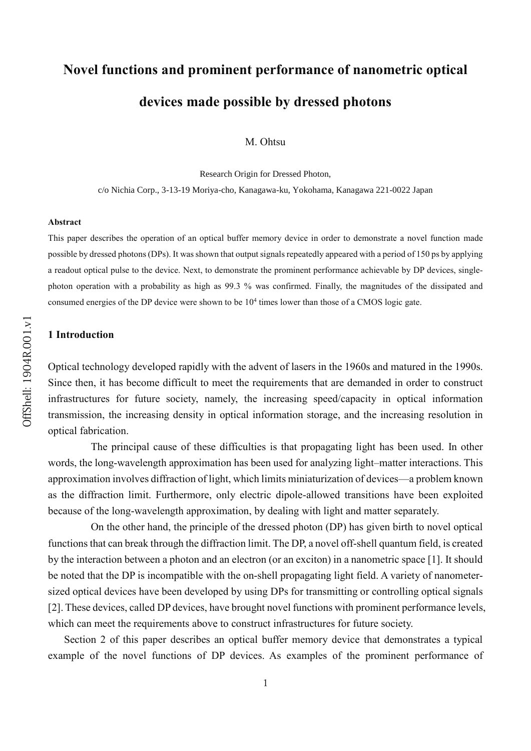# Novel functions and prominent performance of nanometric optical devices made possible by dressed photons

M. Ohtsu

Research Origin for Dressed Photon,

c/o Nichia Corp., 3-13-19 Moriya-cho, Kanagawa-ku, Yokohama, Kanagawa 221-0022 Japan

**Abstract**

This paper describes the operation of an optical buffer memory device in order to demonstrate a novel function made possible by dressed photons (DPs). It was shown that output signals repeatedly appeared with a period of 150 ps by applying a readout optical pulse to the device. Next, to demonstrate the prominent performance achievable by DP devices, single-photon operation with a probability as high as 99.3 % was confirmed. Finally, the magnitudes of the dissipated and consumed energies of the DP device were shown to be $10^4$ times lower than those of a CMOS logic gate.

## 1 Introduction

Optical technology developed rapidly with the advent of lasers in the 1960s and matured in the 1990s. Since then, it has become difficult to meet the requirements that are demanded in order to construct infrastructures for future society, namely, the increasing speed/capacity in optical information transmission, the increasing density in optical information storage, and the increasing resolution in optical fabrication.

The principal cause of these difficulties is that propagating light has been used. In other words, the long-wavelength approximation has been used for analyzing light–matter interactions. This approximation involves diffraction of light, which limits miniaturization of devices—a problem known as the diffraction limit. Furthermore, only electric dipole-allowed transitions have been exploited because of the long-wavelength approximation, by dealing with light and matter separately.

On the other hand, the principle of the dressed photon (DP) has given birth to novel optical functions that can break through the diffraction limit. The DP, a novel off-shell quantum field, is created by the interaction between a photon and an electron (or an exciton) in a nanometric space [1]. It should be noted that the DP is incompatible with the on-shell propagating light field. A variety of nanometer-sized optical devices have been developed by using DPs for transmitting or controlling optical signals [2]. These devices, called DP devices, have brought novel functions with prominent performance levels, which can meet the requirements above to construct infrastructures for future society.

Section 2 of this paper describes an optical buffer memory device that demonstrates a typical example of the novel functions of DP devices. As examples of the prominent performance of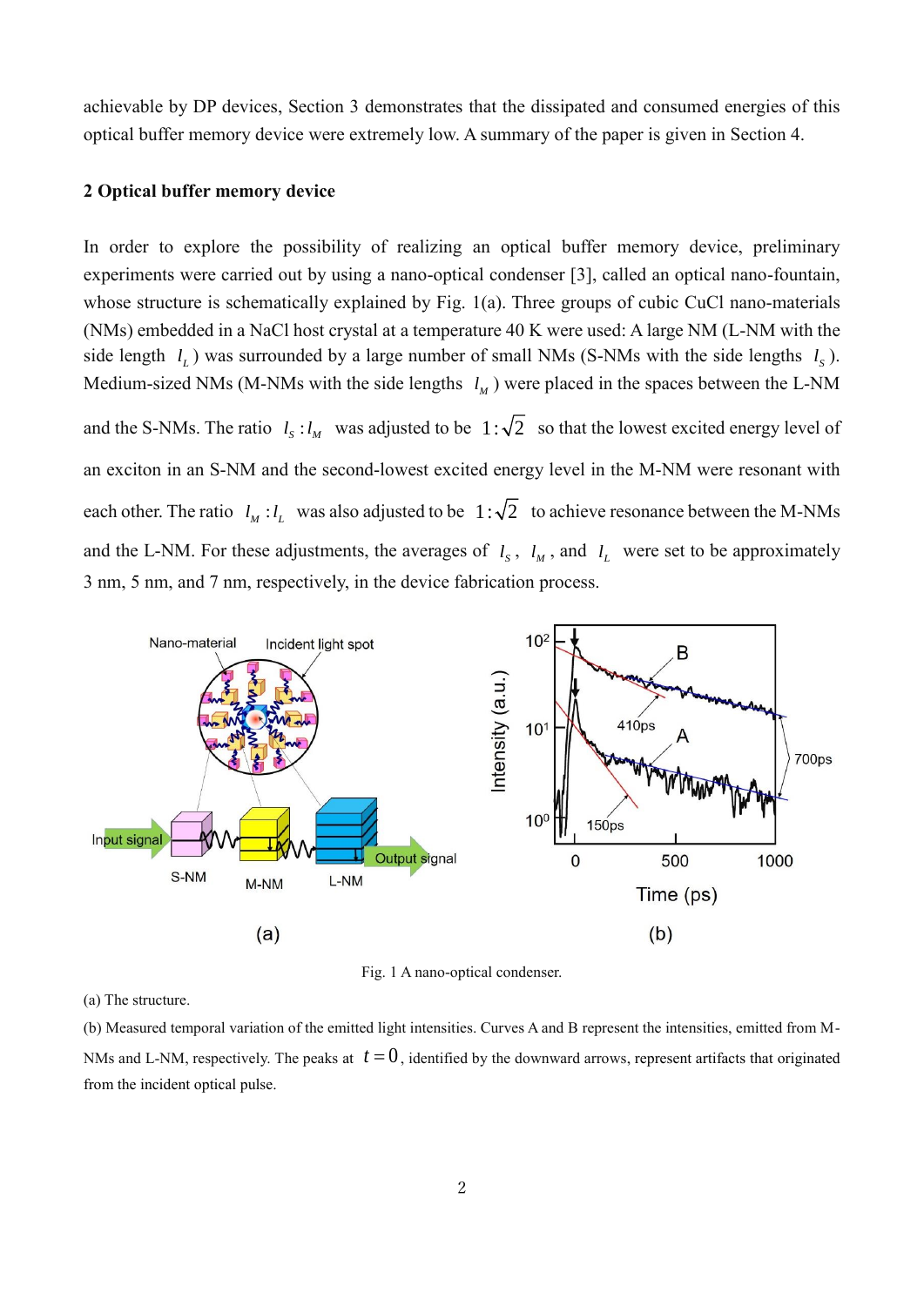achievable by DP devices, Section 3 demonstrates that the dissipated and consumed energies of this optical buffer memory device were extremely low. A summary of the paper is given in Section 4.

## 2 Optical buffer memory device

In order to explore the possibility of realizing an optical buffer memory device, preliminary experiments were carried out by using a nano-optical condenser [3], called an optical nano-fountain, whose structure is schematically explained by Fig. 1(a). Three groups of cubic CuCl nano-materials (NMs) embedded in a NaCl host crystal at a temperature 40 K were used: A large NM (L-NM with the side length $l_L$) was surrounded by a large number of small NMs (S-NMs with the side lengths $l_S$). Medium-sized NMs (M-NMs with the side lengths $l_M$) were placed in the spaces between the L-NM and the S-NMs. The ratio $l_S : l_M$ was adjusted to be $1:\sqrt{2}$ so that the lowest excited energy level of an exciton in an S-NM and the second-lowest excited energy level in the M-NM were resonant with each other. The ratio $l_M : l_L$ was also adjusted to be $1:\sqrt{2}$ to achieve resonance between the M-NMs and the L-NM. For these adjustments, the averages of $l_S$, $l_M$, and $l_L$ were set to be approximately 3 nm, 5 nm, and 7 nm, respectively, in the device fabrication process.

Fig. 1 A nano-optical condenser.

(a) The structure.

(b) Measured temporal variation of the emitted light intensities. Curves A and B represent the intensities, emitted from M-NMs and L-NM, respectively. The peaks at $t = 0$, identified by the downward arrows, represent artifacts that originated from the incident optical pulse.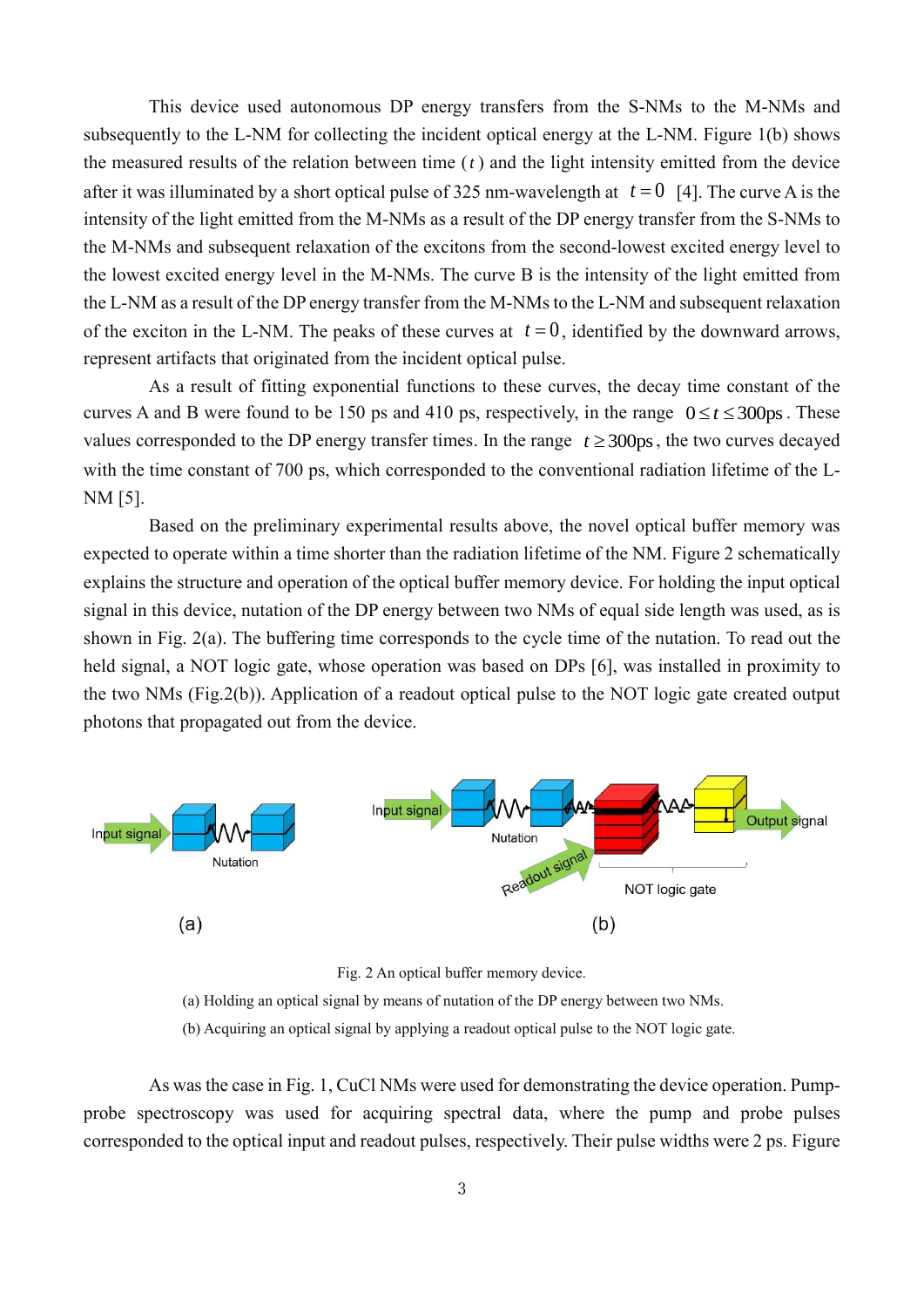This device used autonomous DP energy transfers from the S-NMs to the M-NMs and subsequently to the L-NM for collecting the incident optical energy at the L-NM. Figure 1(b) shows the measured results of the relation between time ($t$) and the light intensity emitted from the device after it was illuminated by a short optical pulse of 325 nm-wavelength at $t = 0$ [4]. The curve A is the intensity of the light emitted from the M-NMs as a result of the DP energy transfer from the S-NMs to the M-NMs and subsequent relaxation of the excitons from the second-lowest excited energy level to the lowest excited energy level in the M-NMs. The curve B is the intensity of the light emitted from the L-NM as a result of the DP energy transfer from the M-NMs to the L-NM and subsequent relaxation of the exciton in the L-NM. The peaks of these curves at $t = 0$, identified by the downward arrows, represent artifacts that originated from the incident optical pulse.

As a result of fitting exponential functions to these curves, the decay time constant of the curves A and B were found to be 150 ps and 410 ps, respectively, in the range $0 \le t \le 300\text{ps}$. These values corresponded to the DP energy transfer times. In the range $t \ge 300\text{ps}$, the two curves decayed with the time constant of 700 ps, which corresponded to the conventional radiation lifetime of the L-NM [5].

Based on the preliminary experimental results above, the novel optical buffer memory was expected to operate within a time shorter than the radiation lifetime of the NM. Figure 2 schematically explains the structure and operation of the optical buffer memory device. For holding the input optical signal in this device, nutation of the DP energy between two NMs of equal side length was used, as is shown in Fig. 2(a). The buffering time corresponds to the cycle time of the nutation. To read out the held signal, a NOT logic gate, whose operation was based on DPs [6], was installed in proximity to the two NMs (Fig.2(b)). Application of a readout optical pulse to the NOT logic gate created output photons that propagated out from the device.

Input signal Nutation (a)

Input signal Nutation Output signal Readout signal NOT logic gate (b)

Fig. 2 An optical buffer memory device.

(a) Holding an optical signal by means of nutation of the DP energy between two NMs.

(b) Acquiring an optical signal by applying a readout optical pulse to the NOT logic gate.

As was the case in Fig. 1, CuCl NMs were used for demonstrating the device operation. Pump-probe spectroscopy was used for acquiring spectral data, where the pump and probe pulses corresponded to the optical input and readout pulses, respectively. Their pulse widths were 2 ps. Figure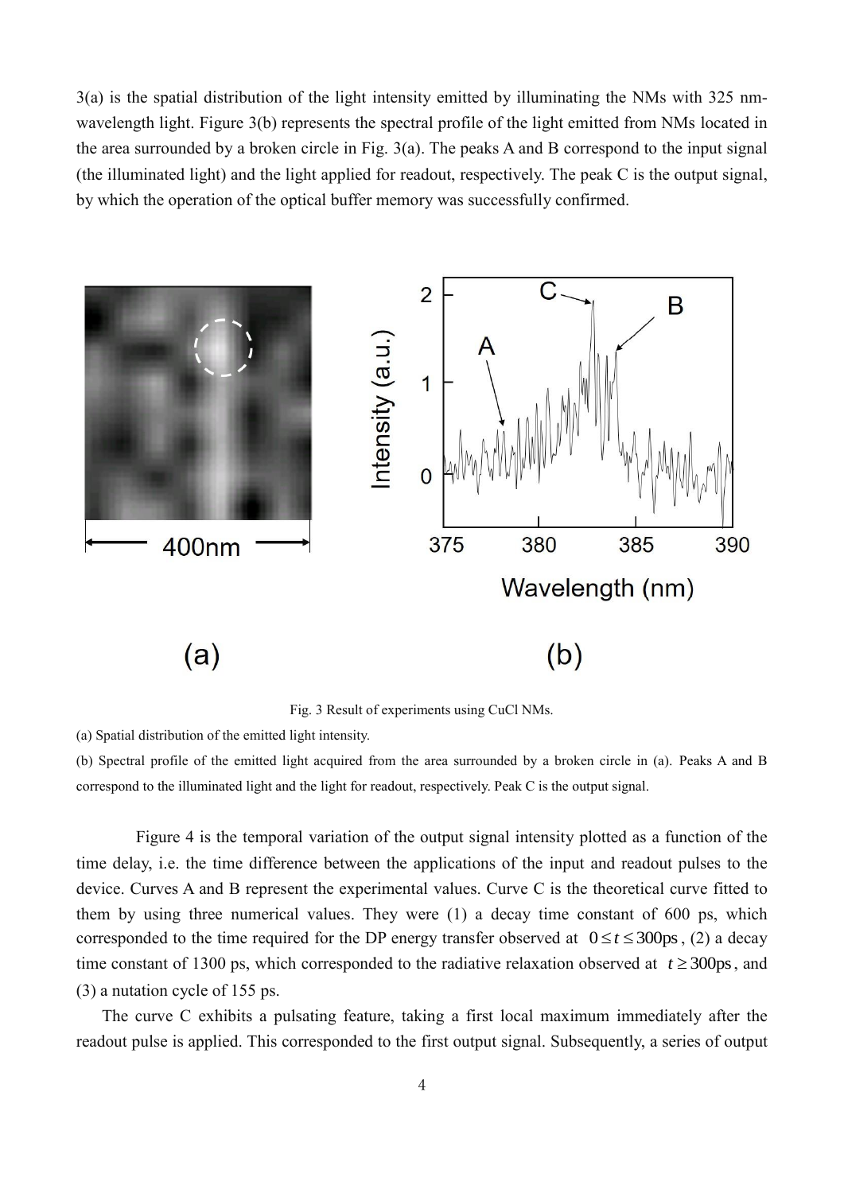3(a) is the spatial distribution of the light intensity emitted by illuminating the NMs with 325 nm-wavelength light. Figure 3(b) represents the spectral profile of the light emitted from NMs located in the area surrounded by a broken circle in Fig. 3(a). The peaks A and B correspond to the input signal (the illuminated light) and the light applied for readout, respectively. The peak C is the output signal, by which the operation of the optical buffer memory was successfully confirmed.

Fig. 3 Result of experiments using CuCl NMs.

(a) Spatial distribution of the emitted light intensity.

(b) Spectral profile of the emitted light acquired from the area surrounded by a broken circle in (a). Peaks A and B correspond to the illuminated light and the light for readout, respectively. Peak C is the output signal.

Figure 4 is the temporal variation of the output signal intensity plotted as a function of the time delay, i.e. the time difference between the applications of the input and readout pulses to the device. Curves A and B represent the experimental values. Curve C is the theoretical curve fitted to them by using three numerical values. They were (1) a decay time constant of 600 ps, which corresponded to the time required for the DP energy transfer observed at $0 \leq t \leq 300\text{ps}$, (2) a decay time constant of 1300 ps, which corresponded to the radiative relaxation observed at $t \geq 300\text{ps}$, and (3) a nutation cycle of 155 ps.

The curve C exhibits a pulsating feature, taking a first local maximum immediately after the readout pulse is applied. This corresponded to the first output signal. Subsequently, a series of output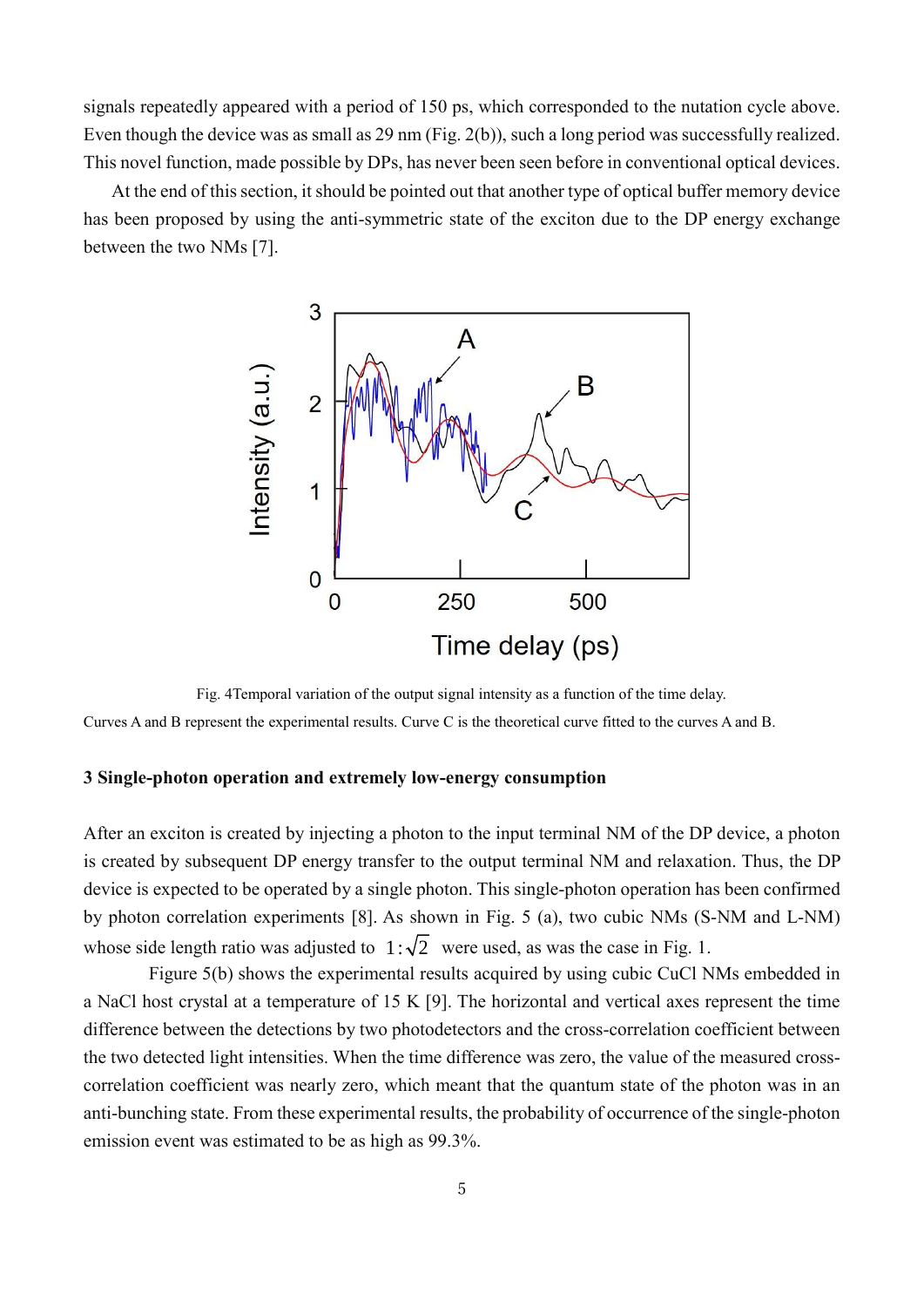signals repeatedly appeared with a period of 150 ps, which corresponded to the nutation cycle above. Even though the device was as small as 29 nm (Fig. 2(b)), such a long period was successfully realized. This novel function, made possible by DPs, has never been seen before in conventional optical devices.

At the end of this section, it should be pointed out that another type of optical buffer memory device has been proposed by using the anti-symmetric state of the exciton due to the DP energy exchange between the two NMs [7].

Fig. 4Temporal variation of the output signal intensity as a function of the time delay. Curves A and B represent the experimental results. Curve C is the theoretical curve fitted to the curves A and B.

### 3 Single-photon operation and extremely low-energy consumption

After an exciton is created by injecting a photon to the input terminal NM of the DP device, a photon is created by subsequent DP energy transfer to the output terminal NM and relaxation. Thus, the DP device is expected to be operated by a single photon. This single-photon operation has been confirmed by photon correlation experiments [8]. As shown in Fig. 5 (a), two cubic NMs (S-NM and L-NM) whose side length ratio was adjusted to $1:\sqrt{2}$ were used, as was the case in Fig. 1.

Figure 5(b) shows the experimental results acquired by using cubic CuCl NMs embedded in a NaCl host crystal at a temperature of 15 K [9]. The horizontal and vertical axes represent the time difference between the detections by two photodetectors and the cross-correlation coefficient between the two detected light intensities. When the time difference was zero, the value of the measured cross-correlation coefficient was nearly zero, which meant that the quantum state of the photon was in an anti-bunching state. From these experimental results, the probability of occurrence of the single-photon emission event was estimated to be as high as 99.3%.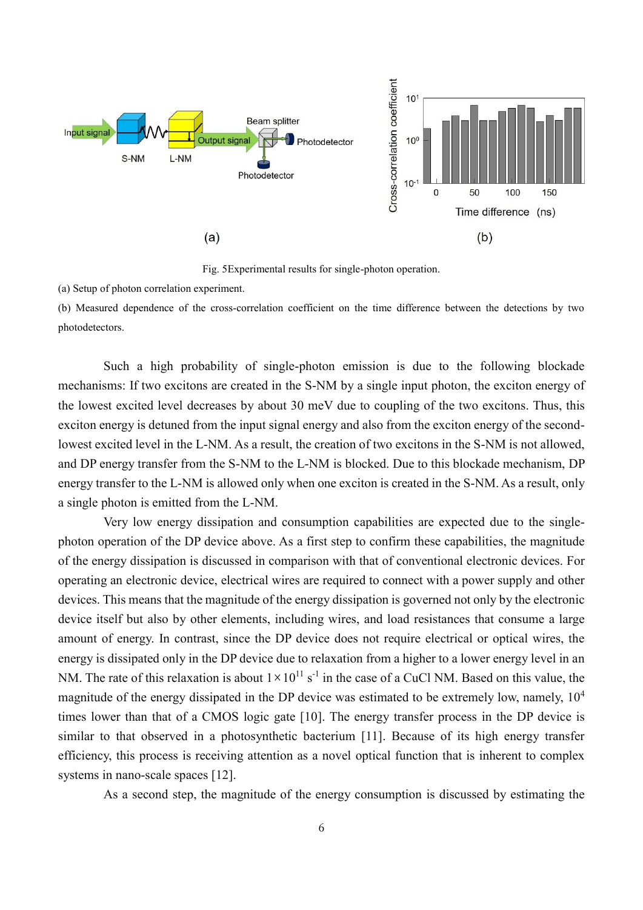Fig. 5Experimental results for single-photon operation.

(a) Setup of photon correlation experiment.

(b) Measured dependence of the cross-correlation coefficient on the time difference between the detections by two photodetectors.

Such a high probability of single-photon emission is due to the following blockade mechanisms: If two excitons are created in the S-NM by a single input photon, the exciton energy of the lowest excited level decreases by about 30 meV due to coupling of the two excitons. Thus, this exciton energy is detuned from the input signal energy and also from the exciton energy of the second-lowest excited level in the L-NM. As a result, the creation of two excitons in the S-NM is not allowed, and DP energy transfer from the S-NM to the L-NM is blocked. Due to this blockade mechanism, DP energy transfer to the L-NM is allowed only when one exciton is created in the S-NM. As a result, only a single photon is emitted from the L-NM.

Very low energy dissipation and consumption capabilities are expected due to the single-photon operation of the DP device above. As a first step to confirm these capabilities, the magnitude of the energy dissipation is discussed in comparison with that of conventional electronic devices. For operating an electronic device, electrical wires are required to connect with a power supply and other devices. This means that the magnitude of the energy dissipation is governed not only by the electronic device itself but also by other elements, including wires, and load resistances that consume a large amount of energy. In contrast, since the DP device does not require electrical or optical wires, the energy is dissipated only in the DP device due to relaxation from a higher to a lower energy level in an NM. The rate of this relaxation is about $1 \times 10^{11}$ $s^{-1}$ in the case of a CuCl NM. Based on this value, the magnitude of the energy dissipated in the DP device was estimated to be extremely low, namely, $10^4$ times lower than that of a CMOS logic gate [10]. The energy transfer process in the DP device is similar to that observed in a photosynthetic bacterium [11]. Because of its high energy transfer efficiency, this process is receiving attention as a novel optical function that is inherent to complex systems in nano-scale spaces [12].

As a second step, the magnitude of the energy consumption is discussed by estimating the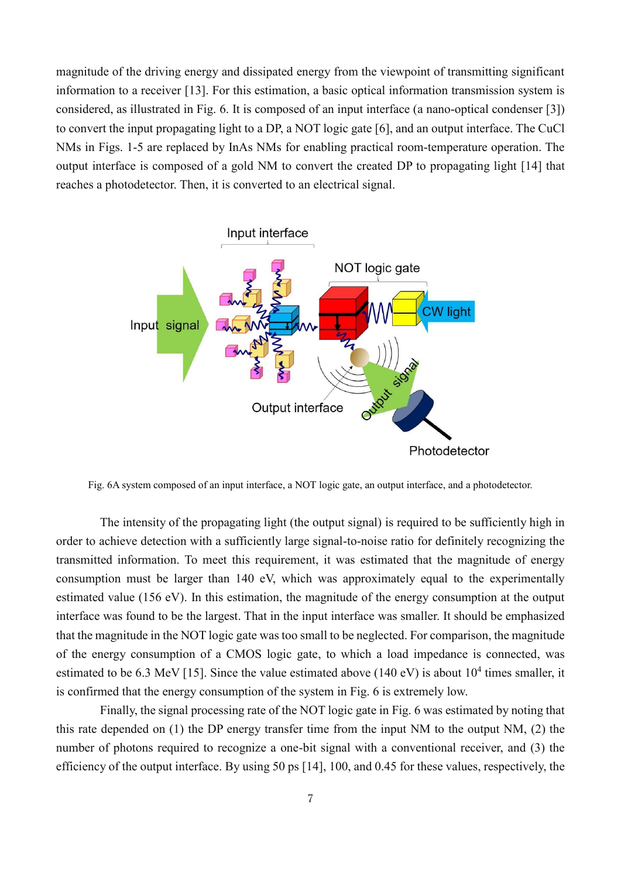magnitude of the driving energy and dissipated energy from the viewpoint of transmitting significant information to a receiver [13]. For this estimation, a basic optical information transmission system is considered, as illustrated in Fig. 6. It is composed of an input interface (a nano-optical condenser [3]) to convert the input propagating light to a DP, a NOT logic gate [6], and an output interface. The CuCl NMs in Figs. 1-5 are replaced by InAs NMs for enabling practical room-temperature operation. The output interface is composed of a gold NM to convert the created DP to propagating light [14] that reaches a photodetector. Then, it is converted to an electrical signal.

Fig. 6A system composed of an input interface, a NOT logic gate, an output interface, and a photodetector.

The intensity of the propagating light (the output signal) is required to be sufficiently high in order to achieve detection with a sufficiently large signal-to-noise ratio for definitely recognizing the transmitted information. To meet this requirement, it was estimated that the magnitude of energy consumption must be larger than 140 eV, which was approximately equal to the experimentally estimated value (156 eV). In this estimation, the magnitude of the energy consumption at the output interface was found to be the largest. That in the input interface was smaller. It should be emphasized that the magnitude in the NOT logic gate was too small to be neglected. For comparison, the magnitude of the energy consumption of a CMOS logic gate, to which a load impedance is connected, was estimated to be 6.3 MeV [15]. Since the value estimated above (140 eV) is about $10^4$ times smaller, it is confirmed that the energy consumption of the system in Fig. 6 is extremely low.

Finally, the signal processing rate of the NOT logic gate in Fig. 6 was estimated by noting that this rate depended on (1) the DP energy transfer time from the input NM to the output NM, (2) the number of photons required to recognize a one-bit signal with a conventional receiver, and (3) the efficiency of the output interface. By using 50 ps [14], 100, and 0.45 for these values, respectively, the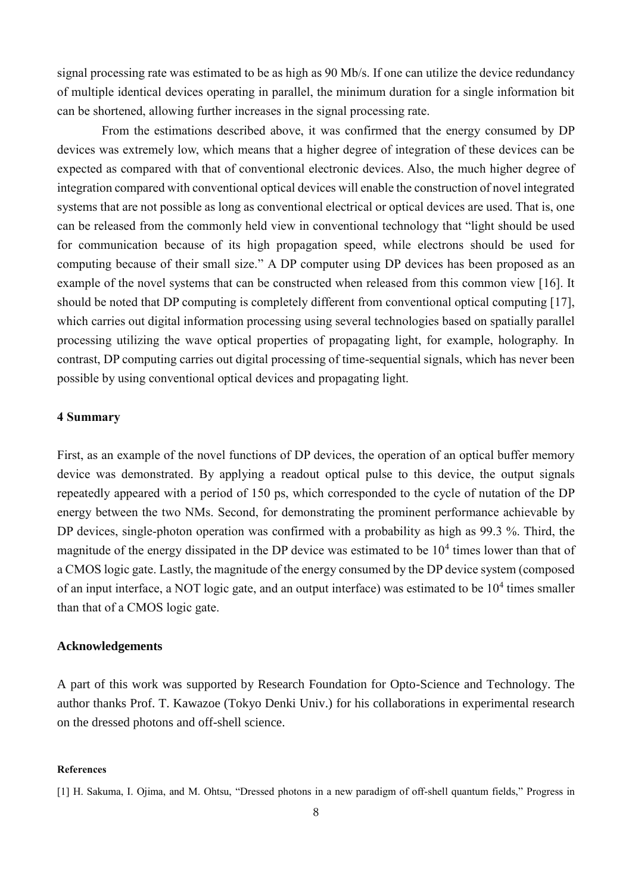signal processing rate was estimated to be as high as 90 Mb/s. If one can utilize the device redundancy of multiple identical devices operating in parallel, the minimum duration for a single information bit can be shortened, allowing further increases in the signal processing rate.

From the estimations described above, it was confirmed that the energy consumed by DP devices was extremely low, which means that a higher degree of integration of these devices can be expected as compared with that of conventional electronic devices. Also, the much higher degree of integration compared with conventional optical devices will enable the construction of novel integrated systems that are not possible as long as conventional electrical or optical devices are used. That is, one can be released from the commonly held view in conventional technology that "light should be used for communication because of its high propagation speed, while electrons should be used for computing because of their small size." A DP computer using DP devices has been proposed as an example of the novel systems that can be constructed when released from this common view [16]. It should be noted that DP computing is completely different from conventional optical computing [17], which carries out digital information processing using several technologies based on spatially parallel processing utilizing the wave optical properties of propagating light, for example, holography. In contrast, DP computing carries out digital processing of time-sequential signals, which has never been possible by using conventional optical devices and propagating light.

## 4 Summary

First, as an example of the novel functions of DP devices, the operation of an optical buffer memory device was demonstrated. By applying a readout optical pulse to this device, the output signals repeatedly appeared with a period of 150 ps, which corresponded to the cycle of nutation of the DP energy between the two NMs. Second, for demonstrating the prominent performance achievable by DP devices, single-photon operation was confirmed with a probability as high as 99.3 %. Third, the magnitude of the energy dissipated in the DP device was estimated to be $10^4$ times lower than that of a CMOS logic gate. Lastly, the magnitude of the energy consumed by the DP device system (composed of an input interface, a NOT logic gate, and an output interface) was estimated to be $10^4$ times smaller than that of a CMOS logic gate.

## Acknowledgements

A part of this work was supported by Research Foundation for Opto-Science and Technology. The author thanks Prof. T. Kawazoe (Tokyo Denki Univ.) for his collaborations in experimental research on the dressed photons and off-shell science.

#### References

[1] H. Sakuma, I. Ojima, and M. Ohtsu, "Dressed photons in a new paradigm of off-shell quantum fields," Progress in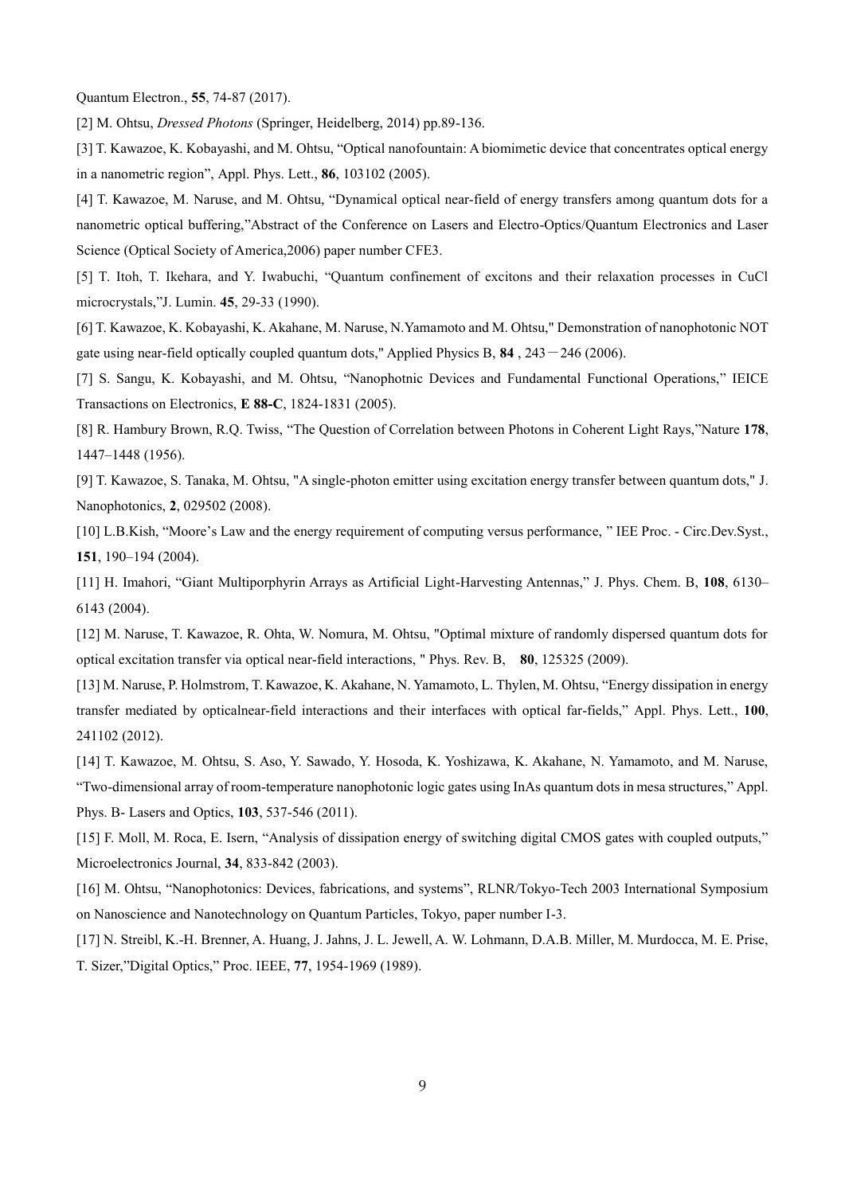Quantum Electron., **55**, 74-87 (2017).

[2] M. Ohtsu, *Dressed Photons* (Springer, Heidelberg, 2014) pp.89-136.

[3] T. Kawazoe, K. Kobayashi, and M. Ohtsu, “Optical nanofountain: A biomimetic device that concentrates optical energy in a nanometric region”, Appl. Phys. Lett., **86**, 103102 (2005).

[4] T. Kawazoe, M. Naruse, and M. Ohtsu, “Dynamical optical near-field of energy transfers among quantum dots for a nanometric optical buffering,”Abstract of the Conference on Lasers and Electro-Optics/Quantum Electronics and Laser Science (Optical Society of America,2006) paper number CFE3.

[5] T. Itoh, T. Ikehara, and Y. Iwabuchi, “Quantum confinement of excitons and their relaxation processes in CuCl microcrystals,”J. Lumin. **45**, 29-33 (1990).

[6] T. Kawazoe, K. Kobayashi, K. Akahane, M. Naruse, N.Yamamoto and M. Ohtsu," Demonstration of nanophotonic NOT gate using near-field optically coupled quantum dots," Applied Physics B, **84** , 243－246 (2006).

[7] S. Sangu, K. Kobayashi, and M. Ohtsu, “Nanophotnic Devices and Fundamental Functional Operations,” IEICE Transactions on Electronics, **E 88-C**, 1824-1831 (2005).

[8] R. Hambury Brown, R.Q. Twiss, “The Question of Correlation between Photons in Coherent Light Rays,”Nature **178**, 1447–1448 (1956).

[9] T. Kawazoe, S. Tanaka, M. Ohtsu, "A single-photon emitter using excitation energy transfer between quantum dots," J. Nanophotonics, **2**, 029502 (2008).

[10] L.B.Kish, “Moore’s Law and the energy requirement of computing versus performance, ” IEE Proc. - Circ.Dev.Syst., **151**, 190–194 (2004).

[11] H. Imahori, “Giant Multiporphyrin Arrays as Artificial Light-Harvesting Antennas,” J. Phys. Chem. B, **108**, 6130–6143 (2004).

[12] M. Naruse, T. Kawazoe, R. Ohta, W. Nomura, M. Ohtsu, "Optimal mixture of randomly dispersed quantum dots for optical excitation transfer via optical near-field interactions, " Phys. Rev. B, **80**, 125325 (2009).

[13] M. Naruse, P. Holmstrom, T. Kawazoe, K. Akahane, N. Yamamoto, L. Thylen, M. Ohtsu, “Energy dissipation in energy transfer mediated by opticalnear-field interactions and their interfaces with optical far-fields,” Appl. Phys. Lett., **100**, 241102 (2012).

[14] T. Kawazoe, M. Ohtsu, S. Aso, Y. Sawado, Y. Hosoda, K. Yoshizawa, K. Akahane, N. Yamamoto, and M. Naruse, “Two-dimensional array of room-temperature nanophotonic logic gates using InAs quantum dots in mesa structures,” Appl. Phys. B- Lasers and Optics, **103**, 537-546 (2011).

[15] F. Moll, M. Roca, E. Isern, “Analysis of dissipation energy of switching digital CMOS gates with coupled outputs,” Microelectronics Journal, **34**, 833-842 (2003).

[16] M. Ohtsu, “Nanophotonics: Devices, fabrications, and systems”, RLNR/Tokyo-Tech 2003 International Symposium on Nanoscience and Nanotechnology on Quantum Particles, Tokyo, paper number I-3.

[17] N. Streibl, K.-H. Brenner, A. Huang, J. Jahns, J. L. Jewell, A. W. Lohmann, D.A.B. Miller, M. Murdocca, M. E. Prise, T. Sizer,”Digital Optics,” Proc. IEEE, **77**, 1954-1969 (1989).